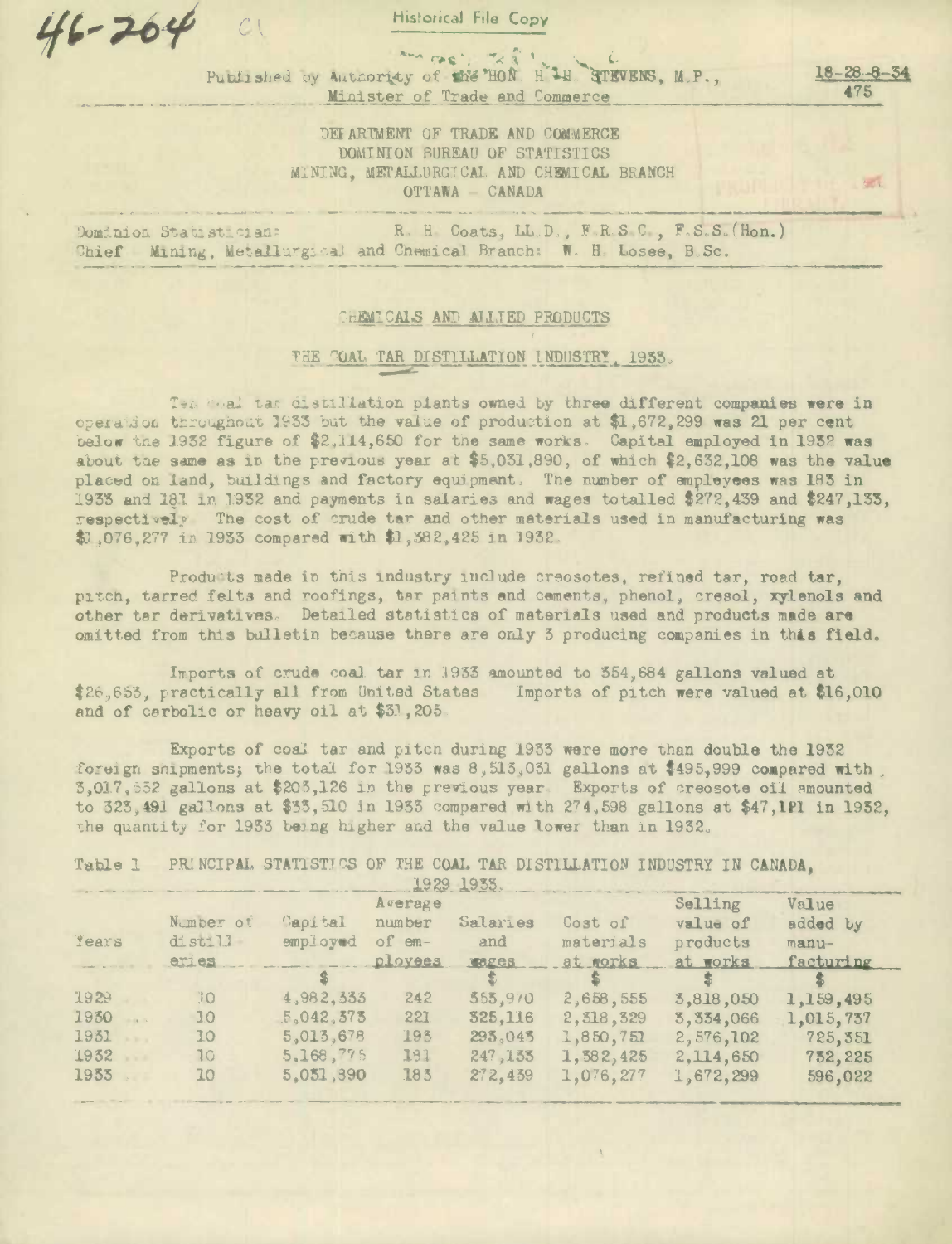46-204 C1

Historical File Copy

Published by Authority of the HON. H. H. STEVENS, M.P., Minister of Trade and Commerce

18-28-8-34
475

DEPARTMENT OF TRADE AND COMMERCE
DOMINION BUREAU OF STATISTICS
MINING, METALLURGICAL AND CHEMICAL BRANCH
OTTAWA - CANADA

Dominion Statistician: R. H. Coats, LL.D., F.R.S.C., F.S.S.(Hon.)
Chief Mining, Metallurgical and Chemical Branch: W. H. Losee, B.Sc.

## CHEMICALS AND ALLIED PRODUCTS

## THE COAL TAR DISTILLATION INDUSTRY, 1933.

Ten coal tar distillation plants owned by three different companies were in operation throughout 1933 but the value of production at $1,672,299 was 21 per cent below the 1932 figure of $2,114,650 for the same works. Capital employed in 1933 was about the same as in the previous year at $5,031,890, of which $2,632,108 was the value placed on land, buildings and factory equipment. The number of employees was 183 in 1933 and 181 in 1932 and payments in salaries and wages totalled $272,439 and $247,133, respectively. The cost of crude tar and other materials used in manufacturing was $1,076,277 in 1933 compared with $1,382,425 in 1932.

Products made in this industry include creosotes, refined tar, road tar, pitch, tarred felts and roofings, tar paints and cements, phenol, cresol, xylenols and other tar derivatives. Detailed statistics of materials used and products made are omitted from this bulletin because there are only 3 producing companies in this field.

Imports of crude coal tar in 1933 amounted to 354,684 gallons valued at $26,653, practically all from United States. Imports of pitch were valued at $16,010 and of carbolic or heavy oil at $31,205.

Exports of coal tar and pitch during 1933 were more than double the 1932 foreign shipments; the total for 1933 was 8,513,031 gallons at $495,999 compared with 3,017,552 gallons at $203,126 in the previous year. Exports of creosote oil amounted to 323,491 gallons at $33,510 in 1933 compared with 274,598 gallons at $47,121 in 1932, the quantity for 1933 being higher and the value lower than in 1932.

Table 1 PRINCIPAL STATISTICS OF THE COAL TAR DISTILLATION INDUSTRY IN CANADA, 1929-1933.

| Years | Number of distilleries | Capital employed | Average number of employees | Salaries and wages | Cost of materials at works | Selling value of products at works | Value added by manufacturing |
|---|---|---|---|---|---|---|---|
| | | $ | | $ | $ | $ | $ |
| 1929 | 10 | 4,982,333 | 242 | 353,970 | 2,658,555 | 3,818,050 | 1,159,495 |
| 1930 | 10 | 5,042,373 | 221 | 325,116 | 2,318,329 | 3,334,066 | 1,015,737 |
| 1931 | 10 | 5,013,678 | 193 | 293,043 | 1,850,751 | 2,576,102 | 725,351 |
| 1932 | 10 | 5,168,775 | 181 | 247,133 | 1,382,425 | 2,114,650 | 732,225 |
| 1933 | 10 | 5,031,890 | 183 | 272,439 | 1,076,277 | 1,672,299 | 596,022 |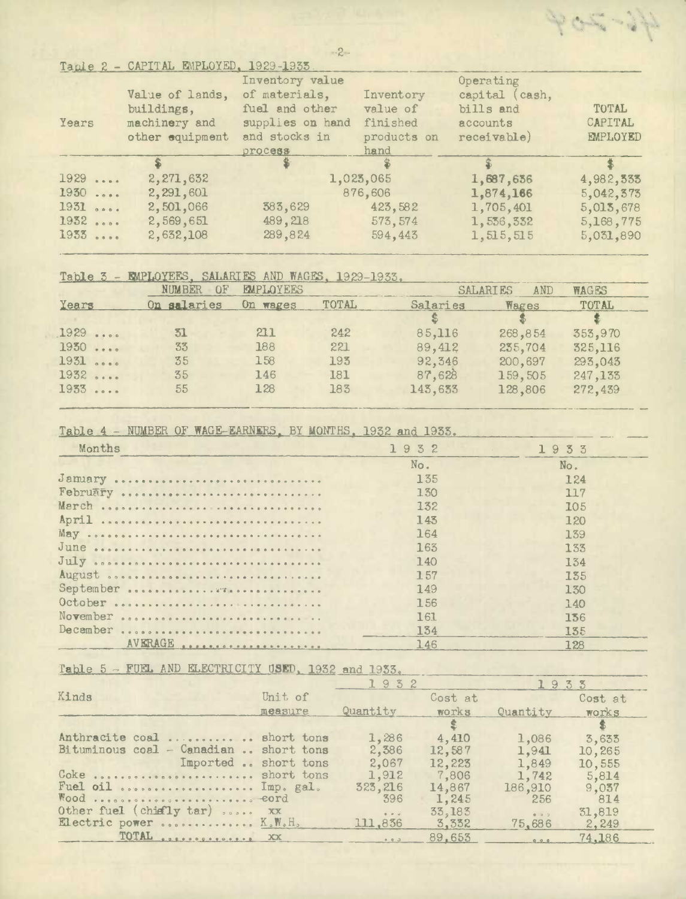Table 2 - CAPITAL EMPLOYED, 1929-1933.

| Years | Value of lands, buildings, machinery and other equipment | Inventory value of materials, fuel and other supplies on hand and stocks in process | Inventory value of finished products on hand | Operating capital (cash, bills and accounts receivable) | TOTAL CAPITAL EMPLOYED |
|---|---|---|---|---|---|
| | $ | $ | $ | $ | $ |
| 1929 .... | 2,271,632 | 1,023,065 | | 1,687,636 | 4,982,333 |
| 1930 .... | 2,291,601 | 876,606 | | 1,874,166 | 5,042,373 |
| 1931 .... | 2,501,066 | 383,629 | 423,582 | 1,705,401 | 5,013,678 |
| 1932 .... | 2,569,651 | 489,218 | 573,574 | 1,536,332 | 5,168,775 |
| 1933 .... | 2,632,108 | 289,824 | 594,443 | 1,515,515 | 5,031,890 |

Table 3 - EMPLOYEES, SALARIES AND WAGES, 1929-1933.

| Years | NUMBER OF EMPLOYEES | | | SALARIES AND WAGES | | |
|---|---|---|---|---|---|---|
| | On salaries | On wages | TOTAL | Salaries | Wages | TOTAL |
| | | | | $ | $ | $ |
| 1929 .... | 31 | 211 | 242 | 85,116 | 268,854 | 353,970 |
| 1930 .... | 33 | 188 | 221 | 89,412 | 235,704 | 325,116 |
| 1931 .... | 35 | 158 | 193 | 92,346 | 200,697 | 293,043 |
| 1932 .... | 35 | 146 | 181 | 87,628 | 159,505 | 247,133 |
| 1933 .... | 55 | 128 | 183 | 143,633 | 128,806 | 272,439 |

Table 4 - NUMBER OF WAGE-EARNERS, BY MONTHS, 1932 and 1933.

| Months | 1932 | 1933 |
|---|---|---|
| | No. | No. |
| January | 135 | 124 |
| February | 130 | 117 |
| March | 132 | 105 |
| April | 143 | 120 |
| May | 164 | 139 |
| June | 163 | 133 |
| July | 140 | 134 |
| August | 157 | 135 |
| September | 149 | 130 |
| October | 156 | 140 |
| November | 161 | 136 |
| December | 134 | 135 |
| AVERAGE | 146 | 128 |

Table 5 - FUEL AND ELECTRICITY USED, 1932 and 1933.

| Kinds | Unit of measure | 1932 Quantity | 1932 Cost at works | 1933 Quantity | 1933 Cost at works |
|---|---|---|---|---|---|
| | | | $ | | $ |
| Anthracite coal | short tons | 1,286 | 4,410 | 1,086 | 3,633 |
| Bituminous coal - Canadian | short tons | 2,386 | 12,587 | 1,941 | 10,265 |
| Imported | short tons | 2,067 | 12,223 | 1,849 | 10,555 |
| Coke | short tons | 1,912 | 7,806 | 1,742 | 5,814 |
| Fuel oil | Imp. gal. | 323,216 | 14,867 | 186,910 | 9,037 |
| Wood | cord | 396 | 1,245 | 256 | 814 |
| Other fuel (chiefly tar) | xx | ... | 33,183 | ... | 31,819 |
| Electric power | K.W.H. | 111,836 | 3,332 | 75,686 | 2,249 |
| TOTAL | xx | ... | 89,653 | ... | 74,186 |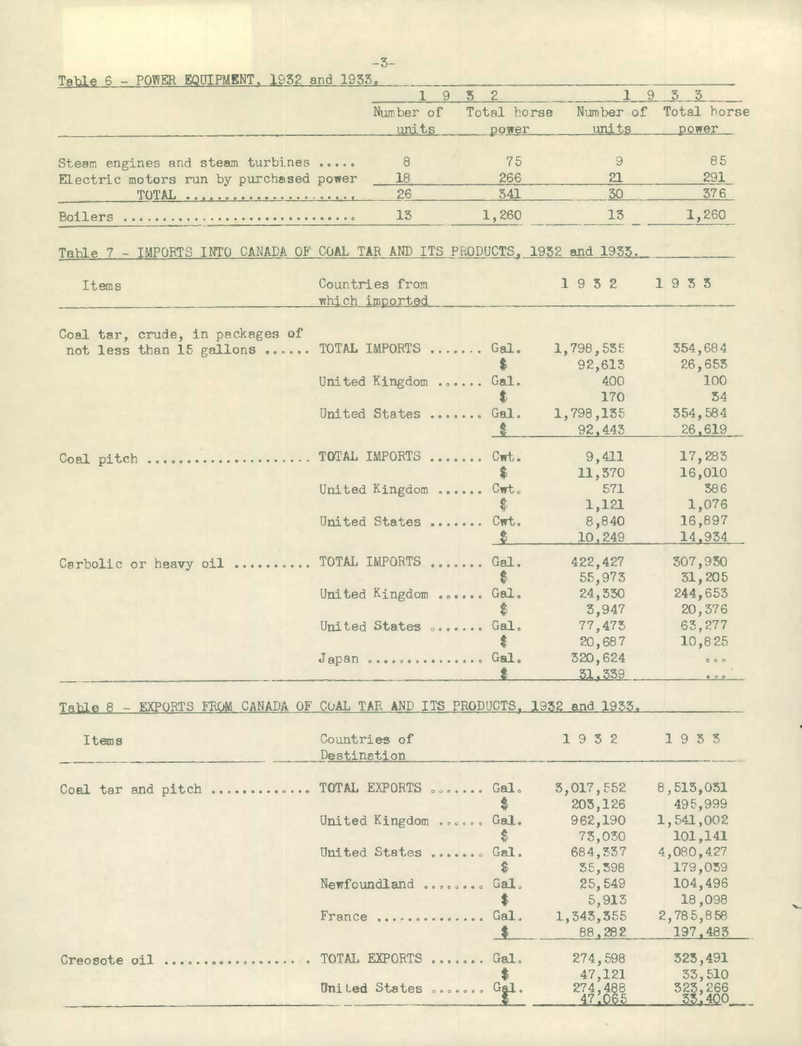Table 6 - POWER EQUIPMENT, 1932 and 1933.

| | 1932 | | 1933 | |
|---|---|---|---|---|
| | Number of units | Total horse power | Number of units | Total horse power |
| Steam engines and steam turbines ..... | 8 | 75 | 9 | 85 |
| Electric motors run by purchased power | 18 | 266 | 21 | 291 |
| TOTAL .................. | 26 | 341 | 30 | 376 |
| Boilers ........................... | 13 | 1,260 | 13 | 1,260 |

Table 7 - IMPORTS INTO CANADA OF COAL TAR AND ITS PRODUCTS, 1932 and 1933.

| Items | Countries from which imported | | 1932 | 1933 |
|---|---|---|---|---|
| Coal tar, crude, in packages of not less than 15 gallons ...... | TOTAL IMPORTS ....... | Gal. | 1,798,535 | 354,684 |
| | | $ | 92,613 | 26,653 |
| | United Kingdom ...... | Gal. | 400 | 100 |
| | | $ | 170 | 34 |
| | United States ....... | Gal. | 1,798,135 | 354,584 |
| | | $ | 92,443 | 26,619 |
| Coal pitch .................... | TOTAL IMPORTS ....... | Cwt. | 9,411 | 17,283 |
| | | $ | 11,370 | 16,010 |
| | United Kingdom ...... | Cwt. | 571 | 386 |
| | | $ | 1,121 | 1,076 |
| | United States ....... | Cwt. | 8,840 | 16,897 |
| | | $ | 10,249 | 14,934 |
| Carbolic or heavy oil .......... | TOTAL IMPORTS ....... | Gal. | 422,427 | 307,930 |
| | | $ | 55,973 | 31,205 |
| | United Kingdom ...... | Gal. | 24,330 | 244,653 |
| | | $ | 3,947 | 20,376 |
| | United States ....... | Gal. | 77,473 | 63,277 |
| | | $ | 20,687 | 10,825 |
| | Japan .............. | Gal. | 320,624 | ... |
| | | $ | 31,339 | ... |

Table 8 - EXPORTS FROM CANADA OF COAL TAR AND ITS PRODUCTS, 1932 and 1933.

| Items | Countries of Destination | | 1932 | 1933 |
|---|---|---|---|---|
| Coal tar and pitch ............ | TOTAL EXPORTS ....... | Gal. | 3,017,552 | 8,513,031 |
| | | $ | 203,126 | 495,999 |
| | United Kingdom ...... | Gal. | 962,190 | 1,541,002 |
| | | $ | 73,030 | 101,141 |
| | United States ....... | Gal. | 684,337 | 4,080,427 |
| | | $ | 35,398 | 179,039 |
| | Newfoundland ........ | Gal. | 25,549 | 104,496 |
| | | $ | 5,913 | 18,098 |
| | France ............. | Gal. | 1,343,355 | 2,785,858 |
| | | $ | 88,282 | 197,483 |
| Creosote oil ................. | TOTAL EXPORTS ....... | Gal. | 274,598 | 323,491 |
| | | $ | 47,121 | 33,510 |
| | United States ....... | Gal. | 274,488 | 323,266 |
| | | $ | 47,065 | 33,400 |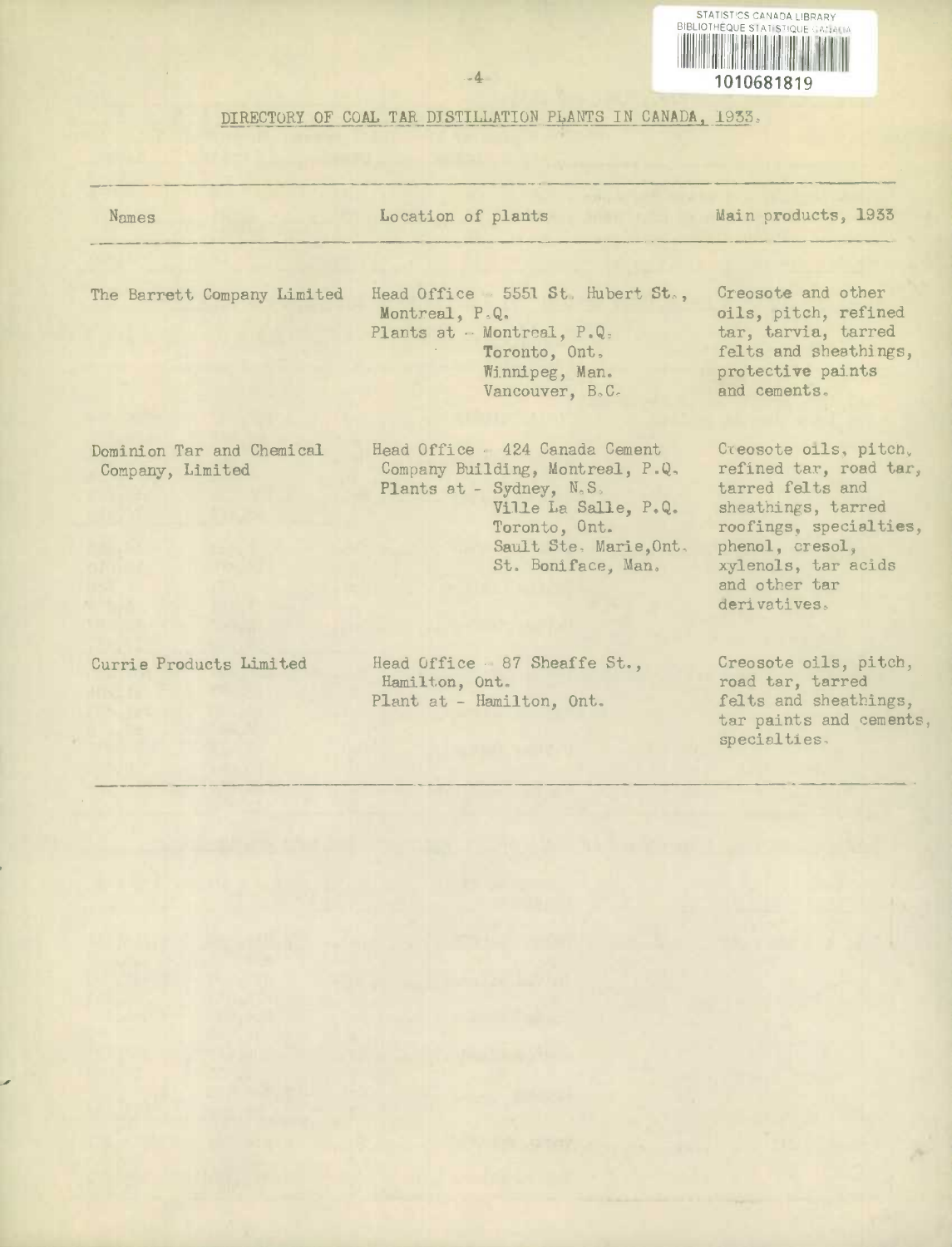## DIRECTORY OF COAL TAR DISTILLATION PLANTS IN CANADA, 1933.

| Names | Location of plants | Main products, 1933 |
|---|---|---|
| The Barrett Company Limited | Head Office - 5551 St. Hubert St., Montreal, P.Q.<br>Plants at - Montreal, P.Q.<br>Toronto, Ont.<br>Winnipeg, Man.<br>Vancouver, B.C. | Creosote and other oils, pitch, refined tar, tarvia, tarred felts and sheathings, protective paints and cements. |
| Dominion Tar and Chemical Company, Limited | Head Office - 424 Canada Cement Company Building, Montreal, P.Q.<br>Plants at - Sydney, N.S.<br>Ville La Salle, P.Q.<br>Toronto, Ont.<br>Sault Ste. Marie, Ont.<br>St. Boniface, Man. | Creosote oils, pitch, refined tar, road tar, tarred felts and sheathings, tarred roofings, specialties, phenol, cresol, xylenols, tar acids and other tar derivatives. |
| Currie Products Limited | Head Office - 87 Sheaffe St., Hamilton, Ont.<br>Plant at - Hamilton, Ont. | Creosote oils, pitch, road tar, tarred felts and sheathings, tar paints and cements, specialties. |